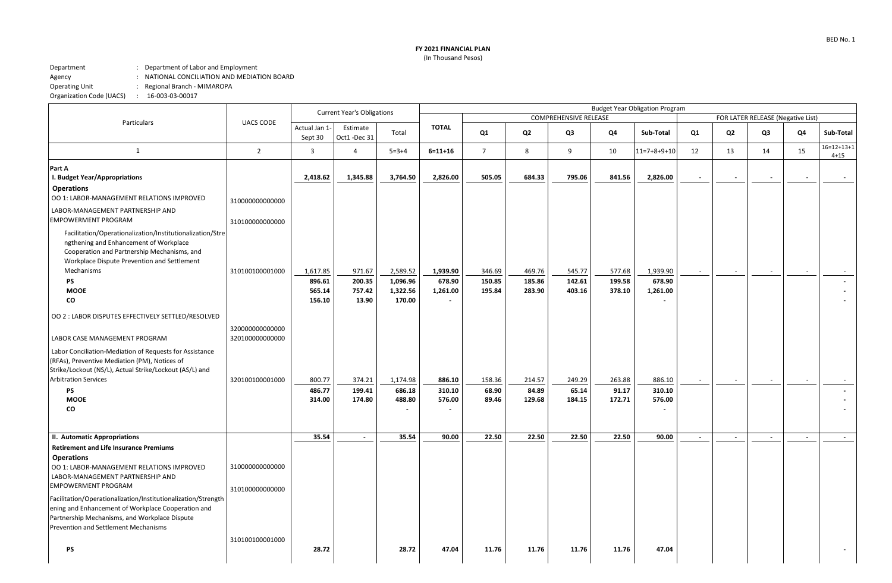**FY 2021 FINANCIAL PLAN**
(In Thousand Pesos)

BED No. 1

Department : Department of Labor and Employment
Agency : NATIONAL CONCILIATION AND MEDIATION BOARD
Operating Unit : Regional Branch - MIMAROPA
Organization Code (UACS) : 16-003-03-00017

| Particulars | UACS CODE | Current Year's Obligations | | | Budget Year Obligation Program | | | | | | | | | | | |
|---|---|---|---|---|---|---|---|---|---|---|---|---|---|---|---|---|
| | | | | | | COMPREHENSIVE RELEASE | | | | | FOR LATER RELEASE (Negative List) | | | | | |
| | | Actual Jan 1-Sept 30 | Estimate Oct1 -Dec 31 | Total | TOTAL | Q1 | Q2 | Q3 | Q4 | Sub-Total | Q1 | Q2 | Q3 | Q4 | Sub-Total |
| 1 | 2 | 3 | 4 | 5=3+4 | 6=11+16 | 7 | 8 | 9 | 10 | 11=7+8+9+10 | 12 | 13 | 14 | 15 | 16=12+13+14+15 |
| **Part A** | | | | | | | | | | | | | | | |
| **I. Budget Year/Appropriations** | | **2,418.62** | **1,345.88** | **3,764.50** | **2,826.00** | **505.05** | **684.33** | **795.06** | **841.56** | **2,826.00** | **-** | **-** | **-** | **-** | **-** |
| **Operations** | | | | | | | | | | | | | | | |
| OO 1: LABOR-MANAGEMENT RELATIONS IMPROVED | 310000000000000 | | | | | | | | | | | | | | |
| LABOR-MANAGEMENT PARTNERSHIP AND EMPOWERMENT PROGRAM | 310100000000000 | | | | | | | | | | | | | | |
| Facilitation/Operationalization/Institutionalization/Strengthening and Enhancement of Workplace Cooperation and Partnership Mechanisms, and Workplace Dispute Prevention and Settlement Mechanisms | 310100100001000 | 1,617.85 | 971.67 | 2,589.52 | **1,939.90** | 346.69 | 469.76 | 545.77 | 577.68 | 1,939.90 | - | - | - | - | - |
| **PS** | | **896.61** | **200.35** | **1,096.96** | **678.90** | **150.85** | **185.86** | **142.61** | **199.58** | **678.90** | | | | | **-** |
| **MOOE** | | **565.14** | **757.42** | **1,322.56** | **1,261.00** | **195.84** | **283.90** | **403.16** | **378.10** | **1,261.00** | | | | | **-** |
| **CO** | | **156.10** | **13.90** | **170.00** | **-** | | | | | **-** | | | | | **-** |
| OO 2 : LABOR DISPUTES EFFECTIVELY SETTLED/RESOLVED | 320000000000000 | | | | | | | | | | | | | | |
| LABOR CASE MANAGEMENT PROGRAM | 320100000000000 | | | | | | | | | | | | | | |
| Labor Conciliation-Mediation of Requests for Assistance (RFAs), Preventive Mediation (PM), Notices of Strike/Lockout (NS/L), Actual Strike/Lockout (AS/L) and Arbitration Services | 320100100001000 | 800.77 | 374.21 | 1,174.98 | **886.10** | 158.36 | 214.57 | 249.29 | 263.88 | 886.10 | - | - | - | - | - |
| **PS** | | **486.77** | **199.41** | **686.18** | **310.10** | **68.90** | **84.89** | **65.14** | **91.17** | **310.10** | | | | | **-** |
| **MOOE** | | **314.00** | **174.80** | **488.80** | **576.00** | **89.46** | **129.68** | **184.15** | **172.71** | **576.00** | | | | | **-** |
| **CO** | | | | **-** | **-** | | | | | **-** | | | | | **-** |
| **II. Automatic Appropriations** | | **35.54** | **-** | **35.54** | **90.00** | **22.50** | **22.50** | **22.50** | **22.50** | **90.00** | **-** | **-** | **-** | **-** | **-** |
| **Retirement and Life Insurance Premiums** | | | | | | | | | | | | | | | |
| **Operations** | | | | | | | | | | | | | | | |
| OO 1: LABOR-MANAGEMENT RELATIONS IMPROVED | 310000000000000 | | | | | | | | | | | | | | |
| LABOR-MANAGEMENT PARTNERSHIP AND EMPOWERMENT PROGRAM | 310100000000000 | | | | | | | | | | | | | | |
| Facilitation/Operationalization/Institutionalization/Strengthening and Enhancement of Workplace Cooperation and Partnership Mechanisms, and Workplace Dispute Prevention and Settlement Mechanisms | 310100100001000 | | | | | | | | | | | | | | |
| **PS** | | **28.72** | | **28.72** | **47.04** | **11.76** | **11.76** | **11.76** | **11.76** | **47.04** | | | | | **-** |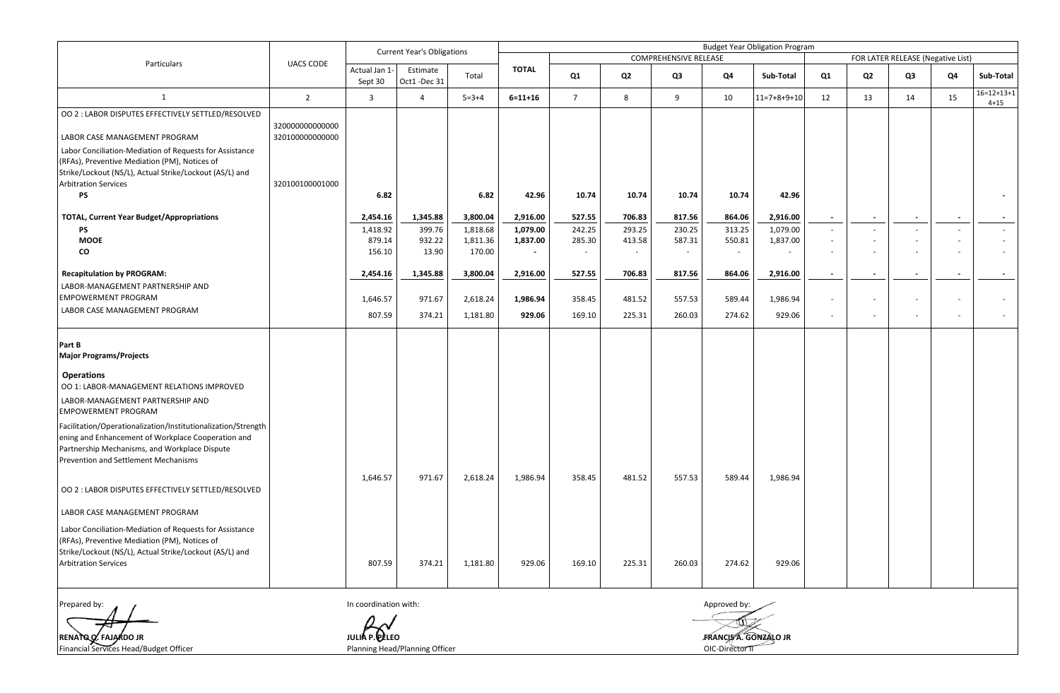| Particulars | UACS CODE | Current Year's Obligations | | | Budget Year Obligation Program | | | | | | | | | | |
|---|---|---|---|---|---|---|---|---|---|---|---|---|---|---|---|
| | | | | | | COMPREHENSIVE RELEASE | | | | | FOR LATER RELEASE (Negative List) | | | | |
| | | Actual Jan 1-Sept 30 | Estimate Oct1 -Dec 31 | Total | TOTAL | Q1 | Q2 | Q3 | Q4 | Sub-Total | Q1 | Q2 | Q3 | Q4 | Sub-Total |
| 1 | 2 | 3 | 4 | 5=3+4 | 6=11+16 | 7 | 8 | 9 | 10 | 11=7+8+9+10 | 12 | 13 | 14 | 15 | 16=12+13+14+15 |
| OO 2 : LABOR DISPUTES EFFECTIVELY SETTLED/RESOLVED | | | | | | | | | | | | | | | |
| LABOR CASE MANAGEMENT PROGRAM | 320000000000000 320100000000000 | | | | | | | | | | | | | | |
| Labor Conciliation-Mediation of Requests for Assistance (RFAs), Preventive Mediation (PM), Notices of Strike/Lockout (NS/L), Actual Strike/Lockout (AS/L) and Arbitration Services | 320100100001000 | | | | | | | | | | | | | | |
| **PS** | | **6.82** | | **6.82** | **42.96** | **10.74** | **10.74** | **10.74** | **10.74** | **42.96** | | | | | **-** |
| **TOTAL, Current Year Budget/Appropriations** | | **2,454.16** | **1,345.88** | **3,800.04** | **2,916.00** | **527.55** | **706.83** | **817.56** | **864.06** | **2,916.00** | **-** | **-** | **-** | **-** | **-** |
| **PS** | | 1,418.92 | 399.76 | 1,818.68 | **1,079.00** | 242.25 | 293.25 | 230.25 | 313.25 | 1,079.00 | - | - | - | - | - |
| **MOOE** | | 879.14 | 932.22 | 1,811.36 | **1,837.00** | 285.30 | 413.58 | 587.31 | 550.81 | 1,837.00 | - | - | - | - | - |
| **CO** | | 156.10 | 13.90 | 170.00 | **-** | - | - | - | - | - | - | - | - | - | - |
| **Recapitulation by PROGRAM:** | | **2,454.16** | **1,345.88** | **3,800.04** | **2,916.00** | **527.55** | **706.83** | **817.56** | **864.06** | **2,916.00** | **-** | **-** | **-** | **-** | **-** |
| LABOR-MANAGEMENT PARTNERSHIP AND EMPOWERMENT PROGRAM | | 1,646.57 | 971.67 | 2,618.24 | **1,986.94** | 358.45 | 481.52 | 557.53 | 589.44 | 1,986.94 | - | - | - | - | - |
| LABOR CASE MANAGEMENT PROGRAM | | 807.59 | 374.21 | 1,181.80 | **929.06** | 169.10 | 225.31 | 260.03 | 274.62 | 929.06 | - | - | - | - | - |
| **Part B** **Major Programs/Projects** | | | | | | | | | | | | | | | |
| **Operations** | | | | | | | | | | | | | | | |
| OO 1: LABOR-MANAGEMENT RELATIONS IMPROVED | | | | | | | | | | | | | | | |
| LABOR-MANAGEMENT PARTNERSHIP AND EMPOWERMENT PROGRAM | | | | | | | | | | | | | | | |
| Facilitation/Operationalization/Institutionalization/Strengthening and Enhancement of Workplace Cooperation and Partnership Mechanisms, and Workplace Dispute Prevention and Settlement Mechanisms | | 1,646.57 | 971.67 | 2,618.24 | 1,986.94 | 358.45 | 481.52 | 557.53 | 589.44 | 1,986.94 | | | | | |
| OO 2 : LABOR DISPUTES EFFECTIVELY SETTLED/RESOLVED | | | | | | | | | | | | | | | |
| LABOR CASE MANAGEMENT PROGRAM | | | | | | | | | | | | | | | |
| Labor Conciliation-Mediation of Requests for Assistance (RFAs), Preventive Mediation (PM), Notices of Strike/Lockout (NS/L), Actual Strike/Lockout (AS/L) and Arbitration Services | | 807.59 | 374.21 | 1,181.80 | 929.06 | 169.10 | 225.31 | 260.03 | 274.62 | 929.06 | | | | | |

Prepared by:

**RENATO Q. FAJARDO JR**
Financial Services Head/Budget Officer

In coordination with:

**JULIA P. PELEO**
Planning Head/Planning Officer

Approved by:

**FRANCIS A. GONZALO JR**
OIC-Director II